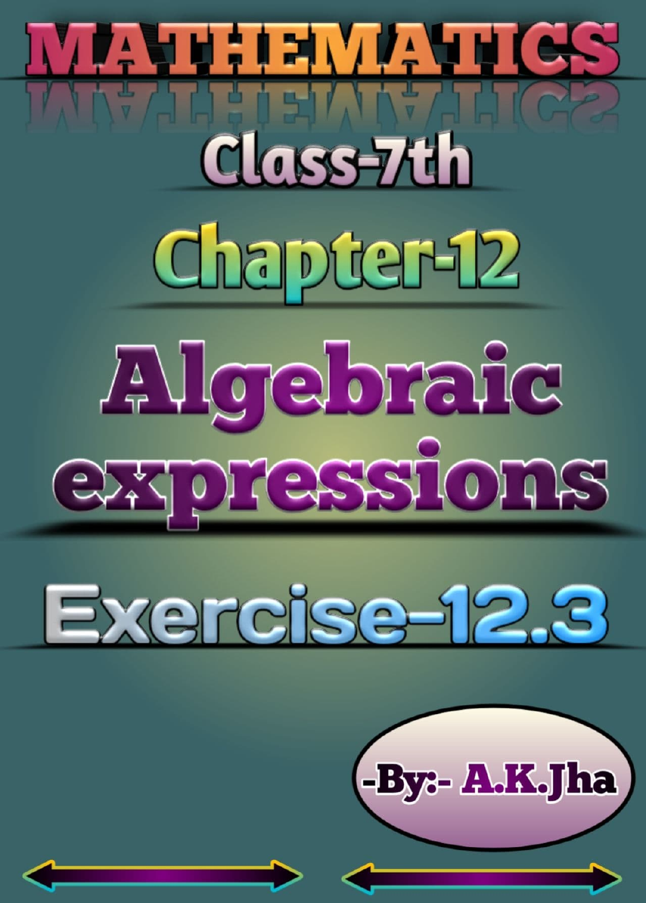# MATHEMATICS

## Class-7th

## Chapter-12

# Algebraic expressions

## Exercise-12.3

-By:- A.K.Jha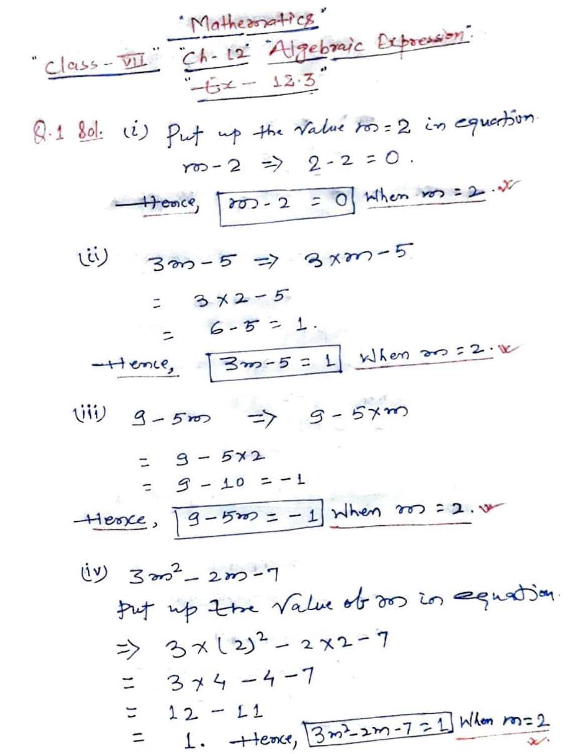# "Mathematics"

## "Class - VII" "Ch- 12" "Algebraic Expression"

### "Ex - 12.3"

Q.1 Sol. (i) Put up the value $m = 2$ in equation.

$m - 2 \Rightarrow 2 - 2 = 0.$

Hence, $\boxed{m - 2 = 0}$ when $m = 2$.

(ii) $3m - 5 \Rightarrow 3 \times m - 5$

$= 3 \times 2 - 5$

$= 6 - 5 = 1.$

Hence, $\boxed{3m - 5 = 1}$ when $m = 2$.

(iii) $9 - 5m \Rightarrow 9 - 5 \times m$

$= 9 - 5 \times 2$

$= 9 - 10 = -1$

Hence, $\boxed{9 - 5m = -1}$ when $m = 2$.

(iv) $3m^2 - 2m - 7$

Put up the value of $m$ in equation.

$\Rightarrow 3 \times (2)^2 - 2 \times 2 - 7$

$= 3 \times 4 - 4 - 7$

$= 12 - 11$

$= 1.$ Hence, $\boxed{3m^2 - 2m - 7 = 1}$ When $m = 2$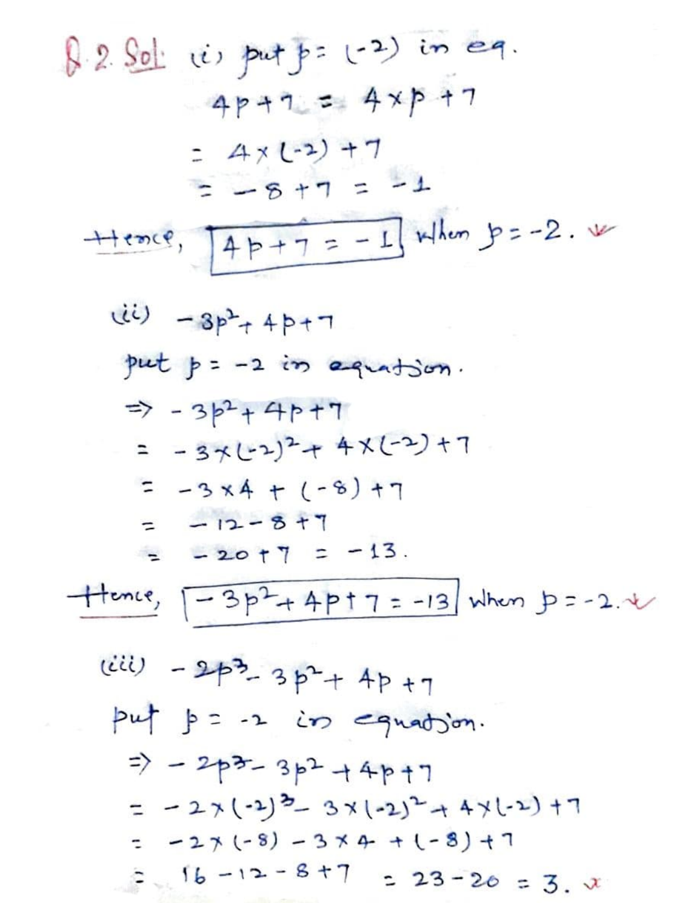Q. 2. Sol: (i) put $p = (-2)$ in eq.

$$4p + 7 = 4 \times p + 7$$
$$= 4 \times (-2) + 7$$
$$= -8 + 7 = -1$$

Hence, $\boxed{4p + 7 = -1}$ when $p = -2$.

(ii) $-3p^2 + 4p + 7$

put $p = -2$ in equation.

$$\Rightarrow -3p^2 + 4p + 7$$
$$= -3 \times (-2)^2 + 4 \times (-2) + 7$$
$$= -3 \times 4 + (-8) + 7$$
$$= -12 - 8 + 7$$
$$= -20 + 7 = -13.$$

Hence, $\boxed{-3p^2 + 4p + 7 = -13}$ when $p = -2$.

(iii) $-2p^3 - 3p^2 + 4p + 7$

put $p = -2$ in equation.

$$\Rightarrow -2p^3 - 3p^2 + 4p + 7$$
$$= -2 \times (-2)^3 - 3 \times (-2)^2 + 4 \times (-2) + 7$$
$$= -2 \times (-8) - 3 \times 4 + (-8) + 7$$
$$= 16 - 12 - 8 + 7 = 23 - 20 = 3.$$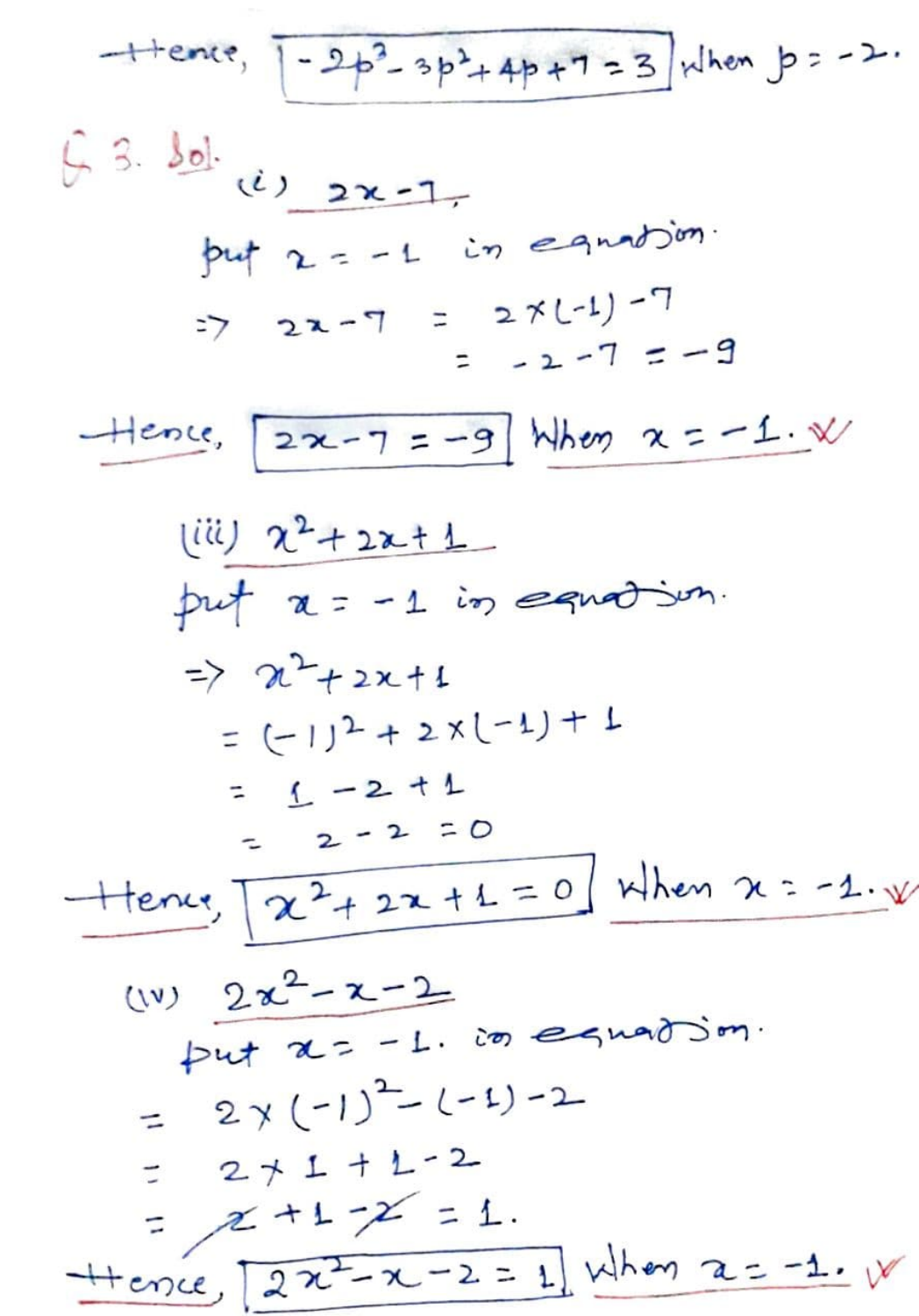Hence, $\boxed{-2p^3 - 3p^2 + 4p + 7 = 3}$ when $p = -2$.

Q 3. Sol.

(i) $2x - 7$,

put $x = -1$ in equation.

$\Rightarrow \quad 2x - 7 = 2 \times (-1) - 7$

$= -2 - 7 = -9$

Hence, $\boxed{2x - 7 = -9}$ When $x = -1$.

(iii) $x^2 + 2x + 1$

put $x = -1$ in equation.

$\Rightarrow x^2 + 2x + 1$

$= (-1)^2 + 2 \times (-1) + 1$

$= 1 - 2 + 1$

$= 2 - 2 = 0$

Hence, $\boxed{x^2 + 2x + 1 = 0}$ When $x = -1$.

(iv) $2x^2 - x - 2$

put $x = -1$. in equation.

$= 2 \times (-1)^2 - (-1) - 2$

$= 2 \times 1 + 1 - 2$

$= 2 + 1 - 2 = 1$.

Hence, $\boxed{2x^2 - x - 2 = 1}$ When $x = -1$.